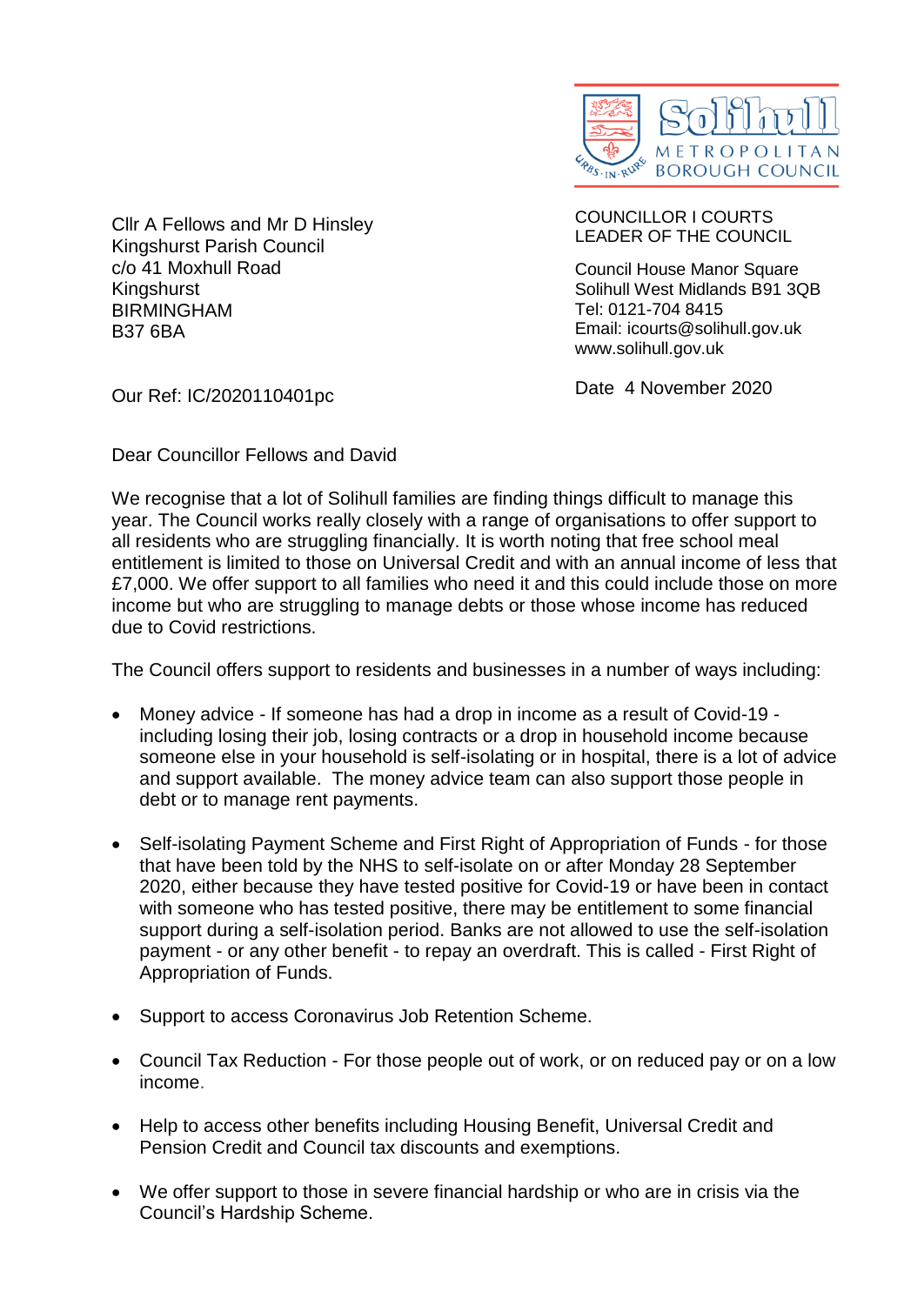Solihull Metropolitan Borough Council

Cllr A Fellows and Mr D Hinsley
Kingshurst Parish Council
c/o 41 Moxhull Road
Kingshurst
BIRMINGHAM
B37 6BA

COUNCILLOR I COURTS
LEADER OF THE COUNCIL

Council House Manor Square
Solihull West Midlands B91 3QB
Tel: 0121-704 8415
Email: icourts@solihull.gov.uk
www.solihull.gov.uk

Our Ref: IC/2020110401pc

Date 4 November 2020

Dear Councillor Fellows and David

We recognise that a lot of Solihull families are finding things difficult to manage this year. The Council works really closely with a range of organisations to offer support to all residents who are struggling financially. It is worth noting that free school meal entitlement is limited to those on Universal Credit and with an annual income of less that £7,000. We offer support to all families who need it and this could include those on more income but who are struggling to manage debts or those whose income has reduced due to Covid restrictions.

The Council offers support to residents and businesses in a number of ways including:

- Money advice - If someone has had a drop in income as a result of Covid-19 - including losing their job, losing contracts or a drop in household income because someone else in your household is self-isolating or in hospital, there is a lot of advice and support available. The money advice team can also support those people in debt or to manage rent payments.

- Self-isolating Payment Scheme and First Right of Appropriation of Funds - for those that have been told by the NHS to self-isolate on or after Monday 28 September 2020, either because they have tested positive for Covid-19 or have been in contact with someone who has tested positive, there may be entitlement to some financial support during a self-isolation period. Banks are not allowed to use the self-isolation payment - or any other benefit - to repay an overdraft. This is called - First Right of Appropriation of Funds.

- Support to access Coronavirus Job Retention Scheme.

- Council Tax Reduction - For those people out of work, or on reduced pay or on a low income.

- Help to access other benefits including Housing Benefit, Universal Credit and Pension Credit and Council tax discounts and exemptions.

- We offer support to those in severe financial hardship or who are in crisis via the Council's Hardship Scheme.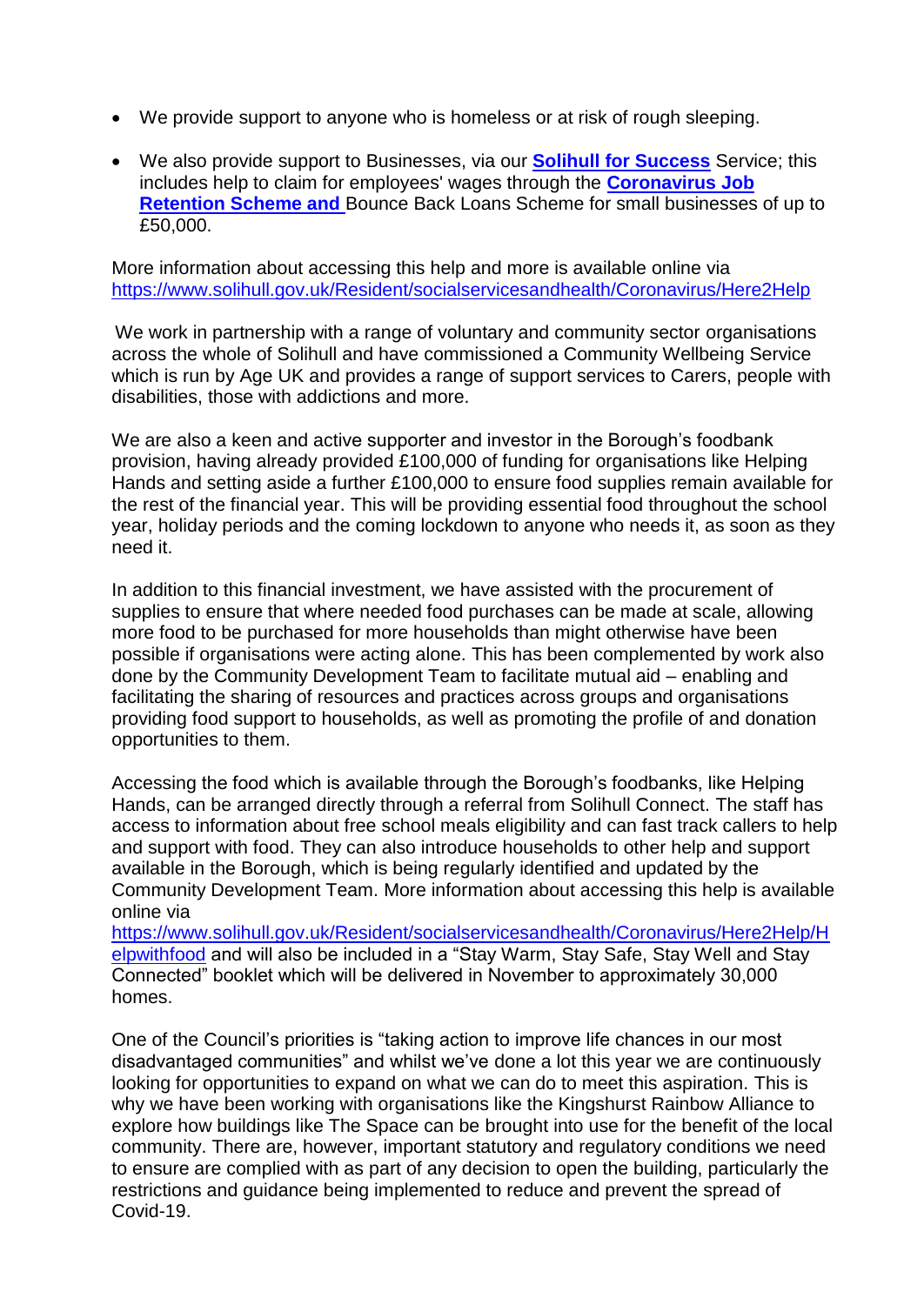- We provide support to anyone who is homeless or at risk of rough sleeping.
- We also provide support to Businesses, via our [**Solihull for Success**]() Service; this includes help to claim for employees' wages through the [**Coronavirus Job Retention Scheme and**]() Bounce Back Loans Scheme for small businesses of up to £50,000.

More information about accessing this help and more is available online via https://www.solihull.gov.uk/Resident/socialservicesandhealth/Coronavirus/Here2Help

We work in partnership with a range of voluntary and community sector organisations across the whole of Solihull and have commissioned a Community Wellbeing Service which is run by Age UK and provides a range of support services to Carers, people with disabilities, those with addictions and more.

We are also a keen and active supporter and investor in the Borough's foodbank provision, having already provided £100,000 of funding for organisations like Helping Hands and setting aside a further £100,000 to ensure food supplies remain available for the rest of the financial year. This will be providing essential food throughout the school year, holiday periods and the coming lockdown to anyone who needs it, as soon as they need it.

In addition to this financial investment, we have assisted with the procurement of supplies to ensure that where needed food purchases can be made at scale, allowing more food to be purchased for more households than might otherwise have been possible if organisations were acting alone. This has been complemented by work also done by the Community Development Team to facilitate mutual aid – enabling and facilitating the sharing of resources and practices across groups and organisations providing food support to households, as well as promoting the profile of and donation opportunities to them.

Accessing the food which is available through the Borough's foodbanks, like Helping Hands, can be arranged directly through a referral from Solihull Connect. The staff has access to information about free school meals eligibility and can fast track callers to help and support with food. They can also introduce households to other help and support available in the Borough, which is being regularly identified and updated by the Community Development Team. More information about accessing this help is available online via https://www.solihull.gov.uk/Resident/socialservicesandhealth/Coronavirus/Here2Help/Helpwithfood and will also be included in a "Stay Warm, Stay Safe, Stay Well and Stay Connected" booklet which will be delivered in November to approximately 30,000 homes.

One of the Council's priorities is "taking action to improve life chances in our most disadvantaged communities" and whilst we've done a lot this year we are continuously looking for opportunities to expand on what we can do to meet this aspiration. This is why we have been working with organisations like the Kingshurst Rainbow Alliance to explore how buildings like The Space can be brought into use for the benefit of the local community. There are, however, important statutory and regulatory conditions we need to ensure are complied with as part of any decision to open the building, particularly the restrictions and guidance being implemented to reduce and prevent the spread of Covid-19.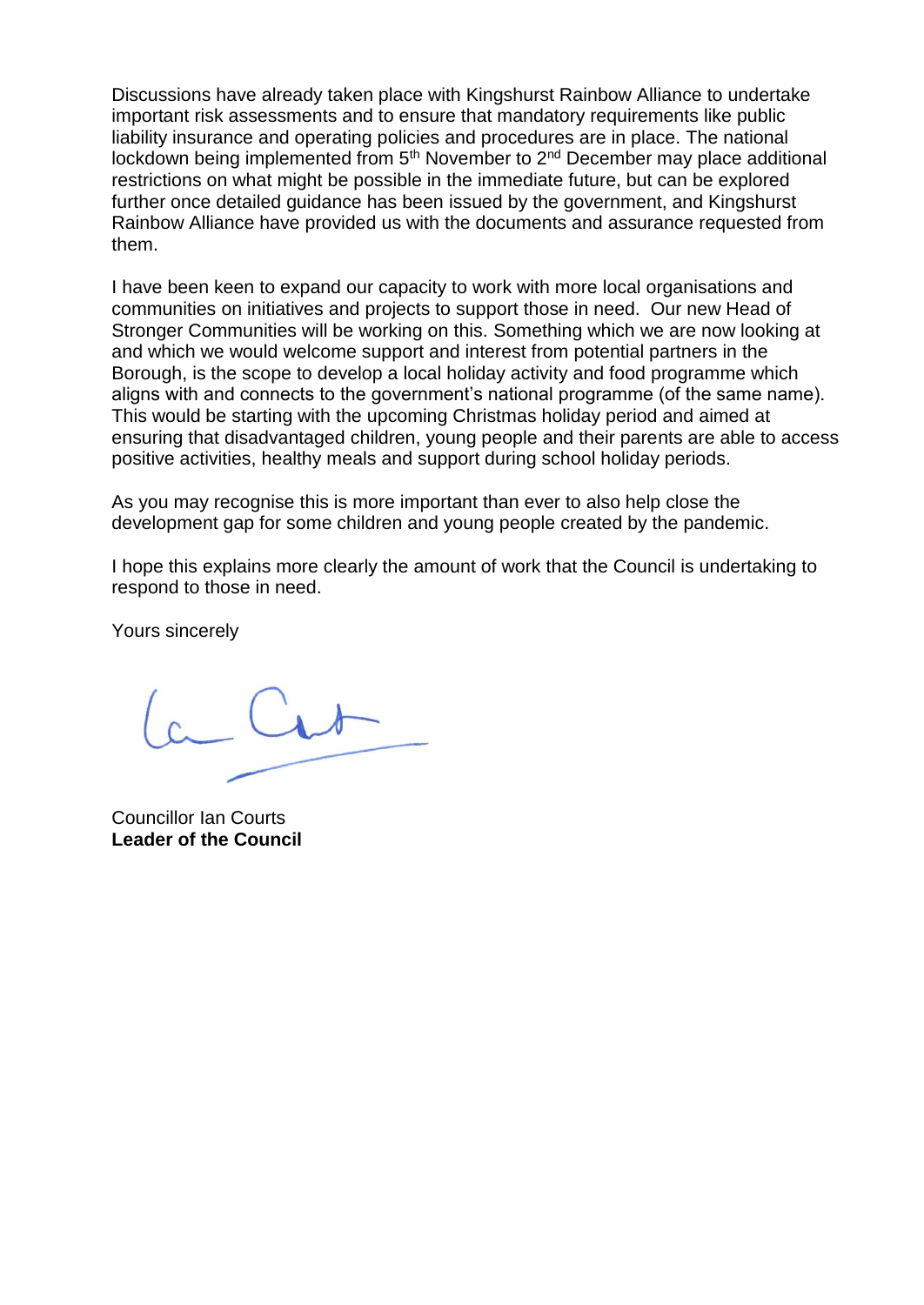Discussions have already taken place with Kingshurst Rainbow Alliance to undertake important risk assessments and to ensure that mandatory requirements like public liability insurance and operating policies and procedures are in place. The national lockdown being implemented from 5th November to 2nd December may place additional restrictions on what might be possible in the immediate future, but can be explored further once detailed guidance has been issued by the government, and Kingshurst Rainbow Alliance have provided us with the documents and assurance requested from them.

I have been keen to expand our capacity to work with more local organisations and communities on initiatives and projects to support those in need. Our new Head of Stronger Communities will be working on this. Something which we are now looking at and which we would welcome support and interest from potential partners in the Borough, is the scope to develop a local holiday activity and food programme which aligns with and connects to the government's national programme (of the same name). This would be starting with the upcoming Christmas holiday period and aimed at ensuring that disadvantaged children, young people and their parents are able to access positive activities, healthy meals and support during school holiday periods.

As you may recognise this is more important than ever to also help close the development gap for some children and young people created by the pandemic.

I hope this explains more clearly the amount of work that the Council is undertaking to respond to those in need.

Yours sincerely

Councillor Ian Courts
**Leader of the Council**